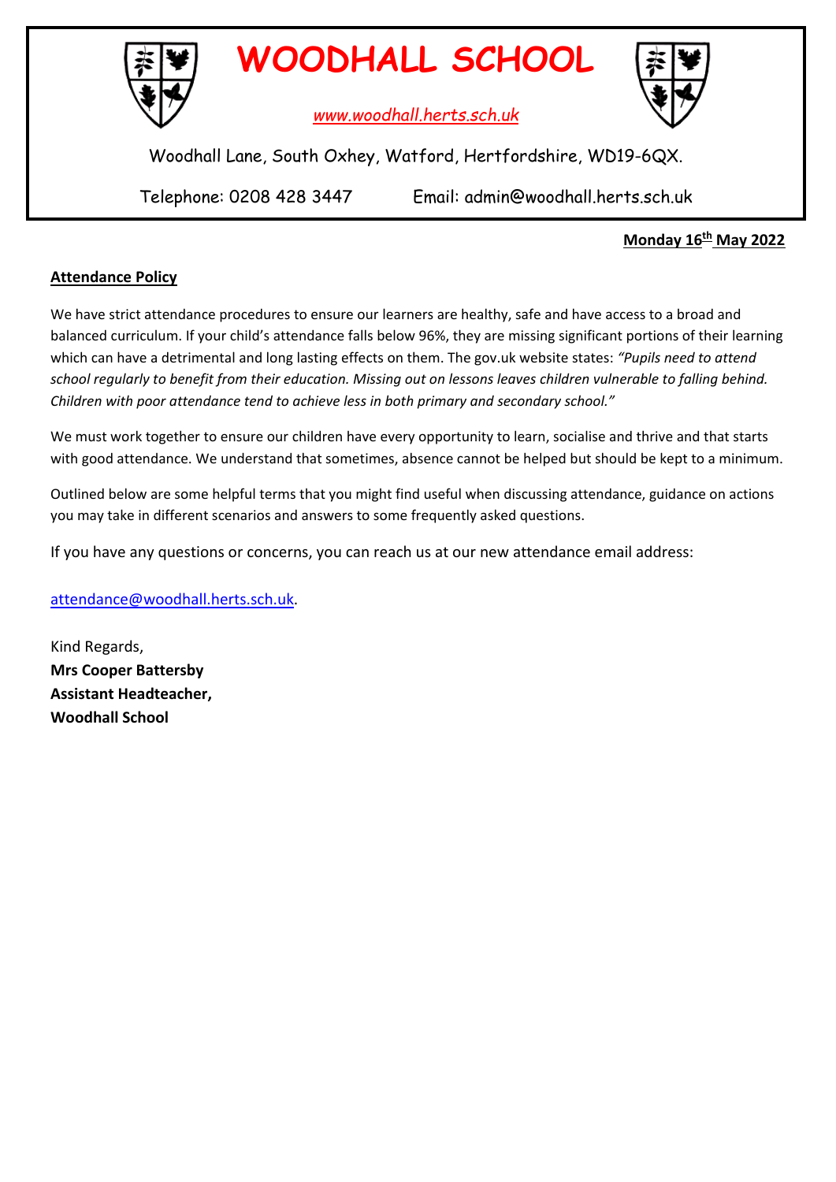# WOODHALL SCHOOL

[www.woodhall.herts.sch.uk](http://www.woodhall.herts.sch.uk)

Woodhall Lane, South Oxhey, Watford, Hertfordshire, WD19-6QX.

Telephone: 0208 428 3447 Email: admin@woodhall.herts.sch.uk

**Monday 16th May 2022**

## Attendance Policy

We have strict attendance procedures to ensure our learners are healthy, safe and have access to a broad and balanced curriculum. If your child's attendance falls below 96%, they are missing significant portions of their learning which can have a detrimental and long lasting effects on them. The gov.uk website states: *"Pupils need to attend school regularly to benefit from their education. Missing out on lessons leaves children vulnerable to falling behind. Children with poor attendance tend to achieve less in both primary and secondary school."*

We must work together to ensure our children have every opportunity to learn, socialise and thrive and that starts with good attendance. We understand that sometimes, absence cannot be helped but should be kept to a minimum.

Outlined below are some helpful terms that you might find useful when discussing attendance, guidance on actions you may take in different scenarios and answers to some frequently asked questions.

If you have any questions or concerns, you can reach us at our new attendance email address:

[attendance@woodhall.herts.sch.uk](mailto:attendance@woodhall.herts.sch.uk).

Kind Regards,
**Mrs Cooper Battersby**
**Assistant Headteacher,**
**Woodhall School**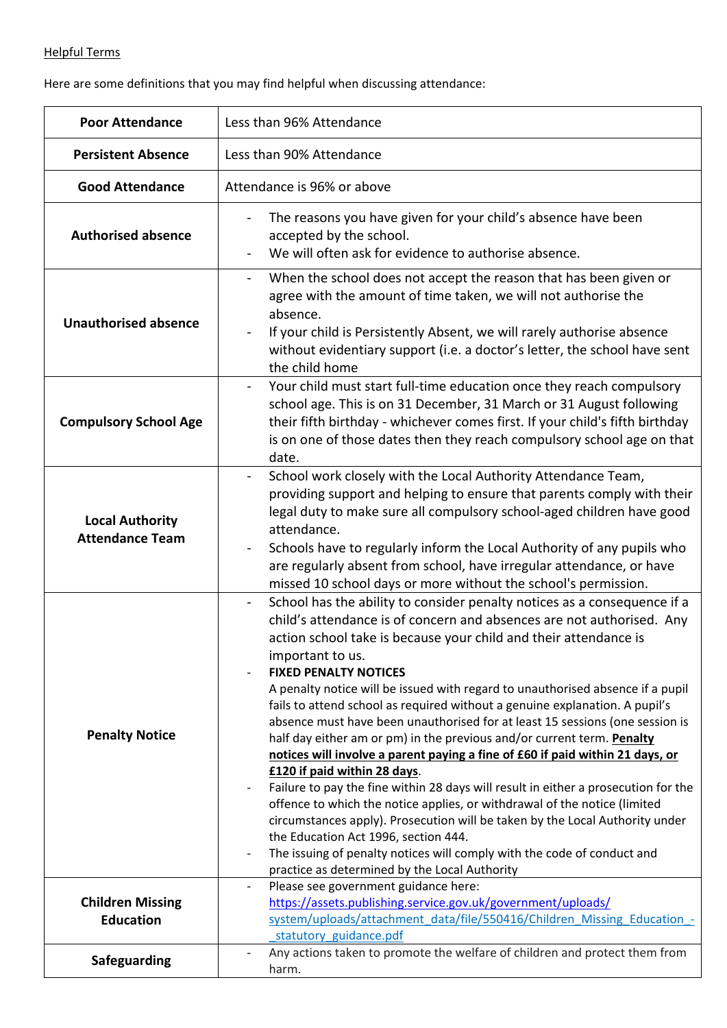Helpful Terms

Here are some definitions that you may find helpful when discussing attendance:

| **Poor Attendance** | Less than 96% Attendance |
|---|---|
| **Persistent Absence** | Less than 90% Attendance |
| **Good Attendance** | Attendance is 96% or above |
| **Authorised absence** | - The reasons you have given for your child's absence have been accepted by the school.<br>- We will often ask for evidence to authorise absence. |
| **Unauthorised absence** | - When the school does not accept the reason that has been given or agree with the amount of time taken, we will not authorise the absence.<br>- If your child is Persistently Absent, we will rarely authorise absence without evidentiary support (i.e. a doctor's letter, the school have sent the child home |
| **Compulsory School Age** | - Your child must start full-time education once they reach compulsory school age. This is on 31 December, 31 March or 31 August following their fifth birthday - whichever comes first. If your child's fifth birthday is on one of those dates then they reach compulsory school age on that date. |
| **Local Authority Attendance Team** | - School work closely with the Local Authority Attendance Team, providing support and helping to ensure that parents comply with their legal duty to make sure all compulsory school-aged children have good attendance.<br>- Schools have to regularly inform the Local Authority of any pupils who are regularly absent from school, have irregular attendance, or have missed 10 school days or more without the school's permission. |
| **Penalty Notice** | - School has the ability to consider penalty notices as a consequence if a child's attendance is of concern and absences are not authorised. Any action school take is because your child and their attendance is important to us.<br>- **FIXED PENALTY NOTICES**<br>A penalty notice will be issued with regard to unauthorised absence if a pupil fails to attend school as required without a genuine explanation. A pupil's absence must have been unauthorised for at least 15 sessions (one session is half day either am or pm) in the previous and/or current term. **Penalty notices will involve a parent paying a fine of £60 if paid within 21 days, or £120 if paid within 28 days**.<br>- Failure to pay the fine within 28 days will result in either a prosecution for the offence to which the notice applies, or withdrawal of the notice (limited circumstances apply). Prosecution will be taken by the Local Authority under the Education Act 1996, section 444.<br>- The issuing of penalty notices will comply with the code of conduct and practice as determined by the Local Authority |
| **Children Missing Education** | - Please see government guidance here: https://assets.publishing.service.gov.uk/government/uploads/system/uploads/attachment_data/file/550416/Children_Missing_Education_-_statutory_guidance.pdf |
| **Safeguarding** | - Any actions taken to promote the welfare of children and protect them from harm. |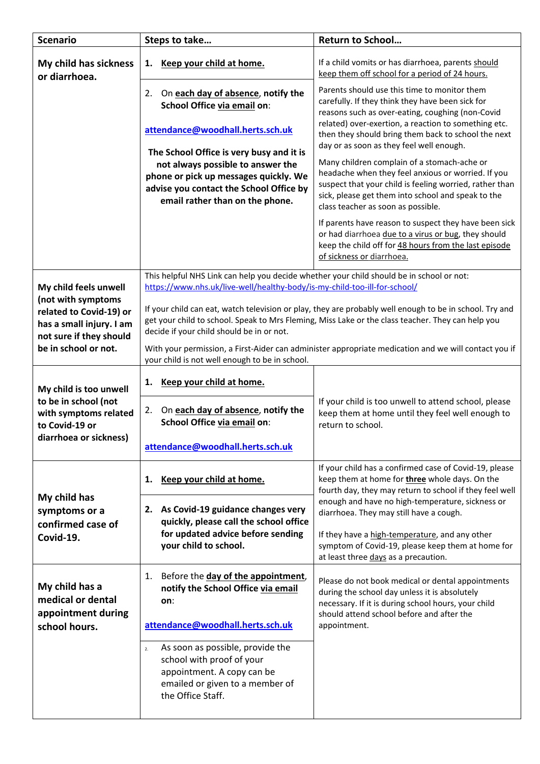| Scenario | Steps to take… | Return to School… |
|---|---|---|
| **My child has sickness or diarrhoea.** | 1. **Keep your child at home.**<br><br>2. On **each day of absence**, **notify the School Office via email on**:<br><br>**attendance@woodhall.herts.sch.uk**<br><br>**The School Office is very busy and it is not always possible to answer the phone or pick up messages quickly. We advise you contact the School Office by email rather than on the phone.** | If a child vomits or has diarrhoea, parents should keep them off school for a period of 24 hours.<br><br>Parents should use this time to monitor them carefully. If they think they have been sick for reasons such as over-eating, coughing (non-Covid related) over-exertion, a reaction to something etc. then they should bring them back to school the next day or as soon as they feel well enough.<br><br>Many children complain of a stomach-ache or headache when they feel anxious or worried. If you suspect that your child is feeling worried, rather than sick, please get them into school and speak to the class teacher as soon as possible.<br><br>If parents have reason to suspect they have been sick or had diarrhoea due to a virus or bug, they should keep the child off for 48 hours from the last episode of sickness or diarrhoea. |
| **My child feels unwell (not with symptoms related to Covid-19) or has a small injury. I am not sure if they should be in school or not.** | This helpful NHS Link can help you decide whether your child should be in school or not: https://www.nhs.uk/live-well/healthy-body/is-my-child-too-ill-for-school/<br><br>If your child can eat, watch television or play, they are probably well enough to be in school. Try and get your child to school. Speak to Mrs Fleming, Miss Lake or the class teacher. They can help you decide if your child should be in or not.<br><br>With your permission, a First-Aider can administer appropriate medication and we will contact you if your child is not well enough to be in school. | |
| **My child is too unwell to be in school (not with symptoms related to Covid-19 or diarrhoea or sickness)** | 1. **Keep your child at home.**<br><br>2. On **each day of absence**, **notify the School Office via email on**:<br><br>**attendance@woodhall.herts.sch.uk** | If your child is too unwell to attend school, please keep them at home until they feel well enough to return to school. |
| **My child has symptoms or a confirmed case of Covid-19.** | 1. **Keep your child at home.**<br><br>2. **As Covid-19 guidance changes very quickly, please call the school office for updated advice before sending your child to school.** | If your child has a confirmed case of Covid-19, please keep them at home for **three** whole days. On the fourth day, they may return to school if they feel well enough and have no high-temperature, sickness or diarrhoea. They may still have a cough.<br><br>If they have a high-temperature, and any other symptom of Covid-19, please keep them at home for at least three days as a precaution. |
| **My child has a medical or dental appointment during school hours.** | 1. Before the **day of the appointment**, **notify the School Office via email on**:<br><br>**attendance@woodhall.herts.sch.uk**<br><br>2. As soon as possible, provide the school with proof of your appointment. A copy can be emailed or given to a member of the Office Staff. | Please do not book medical or dental appointments during the school day unless it is absolutely necessary. If it is during school hours, your child should attend school before and after the appointment. |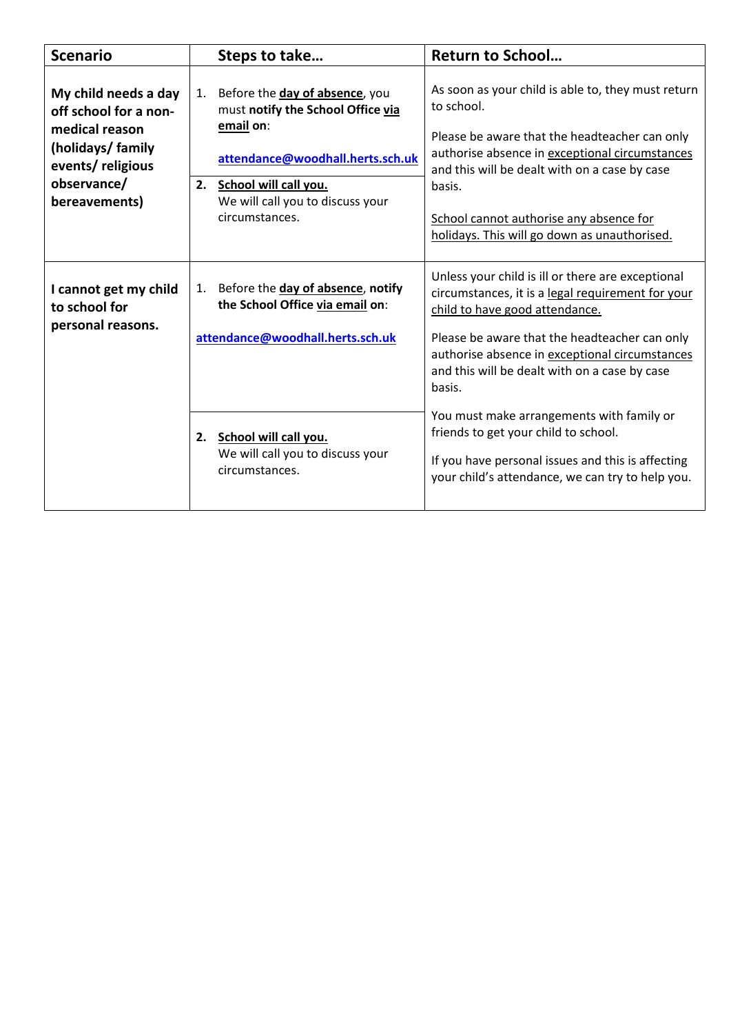| Scenario | Steps to take… | Return to School… |
|---|---|---|
| **My child needs a day off school for a non-medical reason (holidays/ family events/ religious observance/ bereavements)** | 1. Before the **day of absence**, you must **notify the School Office via email on**: **attendance@woodhall.herts.sch.uk**<br><br>**2. School will call you.** We will call you to discuss your circumstances. | As soon as your child is able to, they must return to school.<br><br>Please be aware that the headteacher can only authorise absence in exceptional circumstances and this will be dealt with on a case by case basis.<br><br>School cannot authorise any absence for holidays. This will go down as unauthorised. |
| **I cannot get my child to school for personal reasons.** | 1. Before the **day of absence**, **notify the School Office via email on**: **attendance@woodhall.herts.sch.uk**<br><br>**2. School will call you.** We will call you to discuss your circumstances. | Unless your child is ill or there are exceptional circumstances, it is a legal requirement for your child to have good attendance.<br><br>Please be aware that the headteacher can only authorise absence in exceptional circumstances and this will be dealt with on a case by case basis.<br><br>You must make arrangements with family or friends to get your child to school.<br><br>If you have personal issues and this is affecting your child's attendance, we can try to help you. |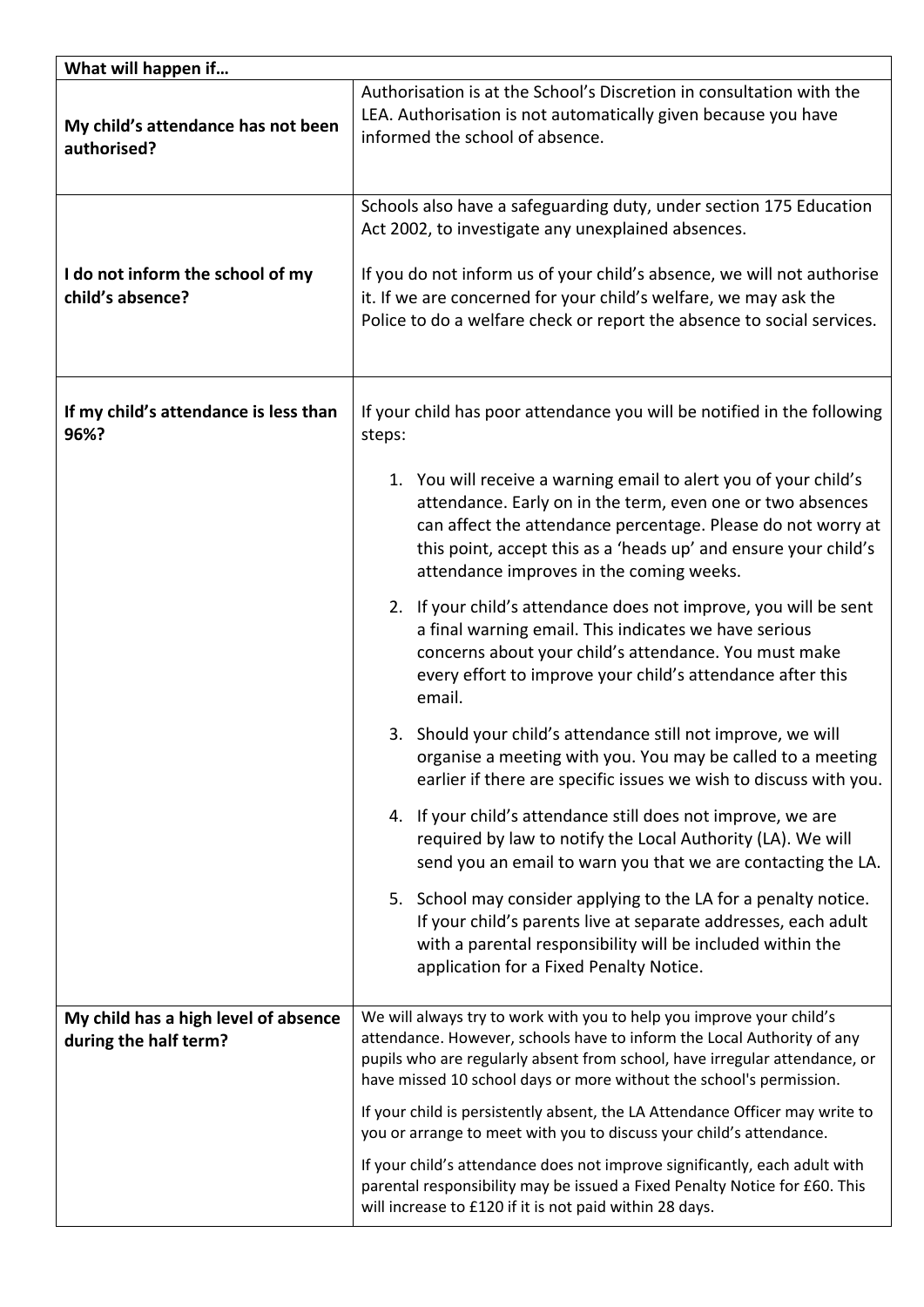| What will happen if… | |
|---|---|
| **My child's attendance has not been authorised?** | Authorisation is at the School's Discretion in consultation with the LEA. Authorisation is not automatically given because you have informed the school of absence. |
| **I do not inform the school of my child's absence?** | Schools also have a safeguarding duty, under section 175 Education Act 2002, to investigate any unexplained absences.<br><br>If you do not inform us of your child's absence, we will not authorise it. If we are concerned for your child's welfare, we may ask the Police to do a welfare check or report the absence to social services. |
| **If my child's attendance is less than 96%?** | If your child has poor attendance you will be notified in the following steps:<br><br>1. You will receive a warning email to alert you of your child's attendance. Early on in the term, even one or two absences can affect the attendance percentage. Please do not worry at this point, accept this as a 'heads up' and ensure your child's attendance improves in the coming weeks.<br>2. If your child's attendance does not improve, you will be sent a final warning email. This indicates we have serious concerns about your child's attendance. You must make every effort to improve your child's attendance after this email.<br>3. Should your child's attendance still not improve, we will organise a meeting with you. You may be called to a meeting earlier if there are specific issues we wish to discuss with you.<br>4. If your child's attendance still does not improve, we are required by law to notify the Local Authority (LA). We will send you an email to warn you that we are contacting the LA.<br>5. School may consider applying to the LA for a penalty notice. If your child's parents live at separate addresses, each adult with a parental responsibility will be included within the application for a Fixed Penalty Notice. |
| **My child has a high level of absence during the half term?** | We will always try to work with you to help you improve your child's attendance. However, schools have to inform the Local Authority of any pupils who are regularly absent from school, have irregular attendance, or have missed 10 school days or more without the school's permission.<br><br>If your child is persistently absent, the LA Attendance Officer may write to you or arrange to meet with you to discuss your child's attendance.<br><br>If your child's attendance does not improve significantly, each adult with parental responsibility may be issued a Fixed Penalty Notice for £60. This will increase to £120 if it is not paid within 28 days. |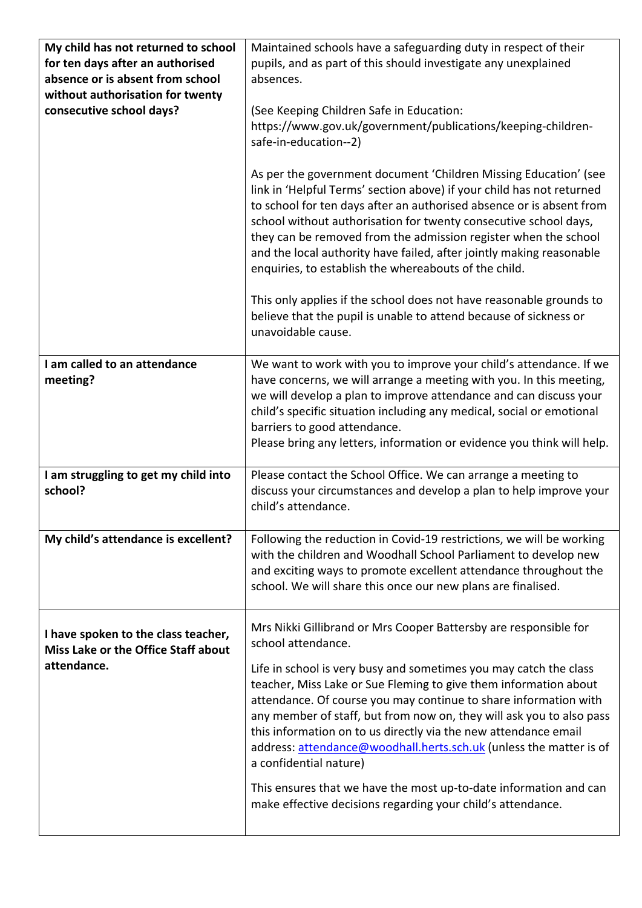| | |
|---|---|
| **My child has not returned to school for ten days after an authorised absence or is absent from school without authorisation for twenty consecutive school days?** | Maintained schools have a safeguarding duty in respect of their pupils, and as part of this should investigate any unexplained absences.<br><br>(See Keeping Children Safe in Education: https://www.gov.uk/government/publications/keeping-children-safe-in-education--2)<br><br>As per the government document 'Children Missing Education' (see link in 'Helpful Terms' section above) if your child has not returned to school for ten days after an authorised absence or is absent from school without authorisation for twenty consecutive school days, they can be removed from the admission register when the school and the local authority have failed, after jointly making reasonable enquiries, to establish the whereabouts of the child.<br><br>This only applies if the school does not have reasonable grounds to believe that the pupil is unable to attend because of sickness or unavoidable cause. |
| **I am called to an attendance meeting?** | We want to work with you to improve your child's attendance. If we have concerns, we will arrange a meeting with you. In this meeting, we will develop a plan to improve attendance and can discuss your child's specific situation including any medical, social or emotional barriers to good attendance.<br>Please bring any letters, information or evidence you think will help. |
| **I am struggling to get my child into school?** | Please contact the School Office. We can arrange a meeting to discuss your circumstances and develop a plan to help improve your child's attendance. |
| **My child's attendance is excellent?** | Following the reduction in Covid-19 restrictions, we will be working with the children and Woodhall School Parliament to develop new and exciting ways to promote excellent attendance throughout the school. We will share this once our new plans are finalised. |
| **I have spoken to the class teacher, Miss Lake or the Office Staff about attendance.** | Mrs Nikki Gillibrand or Mrs Cooper Battersby are responsible for school attendance.<br><br>Life in school is very busy and sometimes you may catch the class teacher, Miss Lake or Sue Fleming to give them information about attendance. Of course you may continue to share information with any member of staff, but from now on, they will ask you to also pass this information on to us directly via the new attendance email address: attendance@woodhall.herts.sch.uk (unless the matter is of a confidential nature)<br><br>This ensures that we have the most up-to-date information and can make effective decisions regarding your child's attendance. |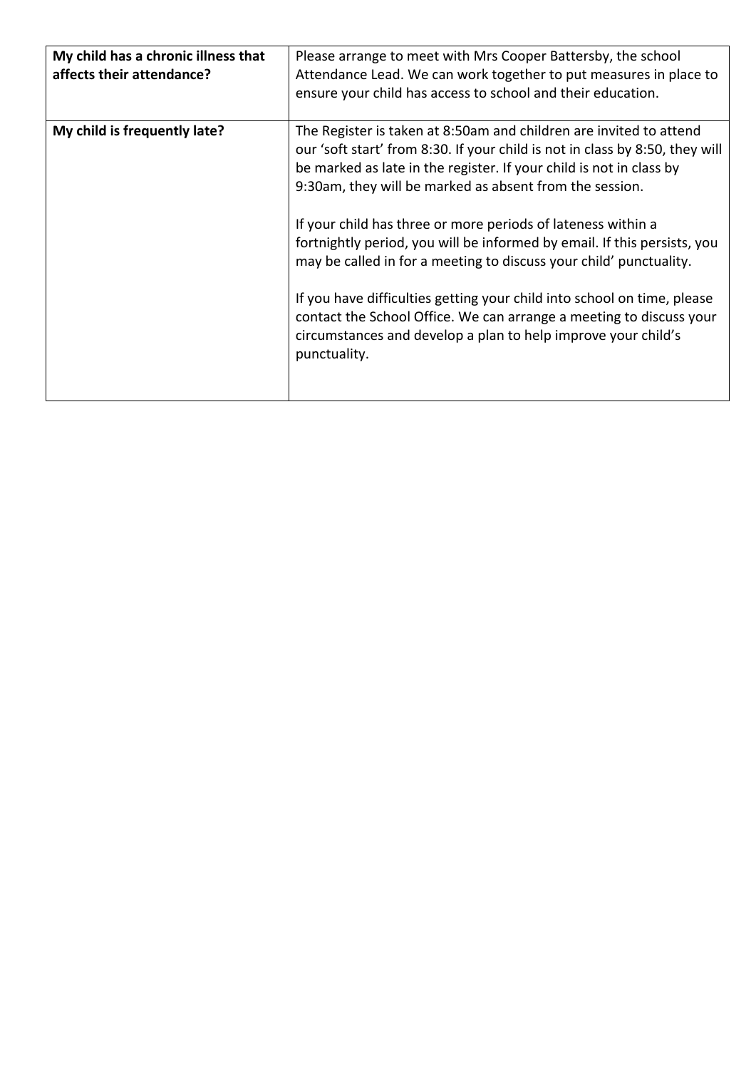| | |
|---|---|
| **My child has a chronic illness that affects their attendance?** | Please arrange to meet with Mrs Cooper Battersby, the school Attendance Lead. We can work together to put measures in place to ensure your child has access to school and their education. |
| **My child is frequently late?** | The Register is taken at 8:50am and children are invited to attend our 'soft start' from 8:30. If your child is not in class by 8:50, they will be marked as late in the register. If your child is not in class by 9:30am, they will be marked as absent from the session.<br><br>If your child has three or more periods of lateness within a fortnightly period, you will be informed by email. If this persists, you may be called in for a meeting to discuss your child' punctuality.<br><br>If you have difficulties getting your child into school on time, please contact the School Office. We can arrange a meeting to discuss your circumstances and develop a plan to help improve your child's punctuality. |